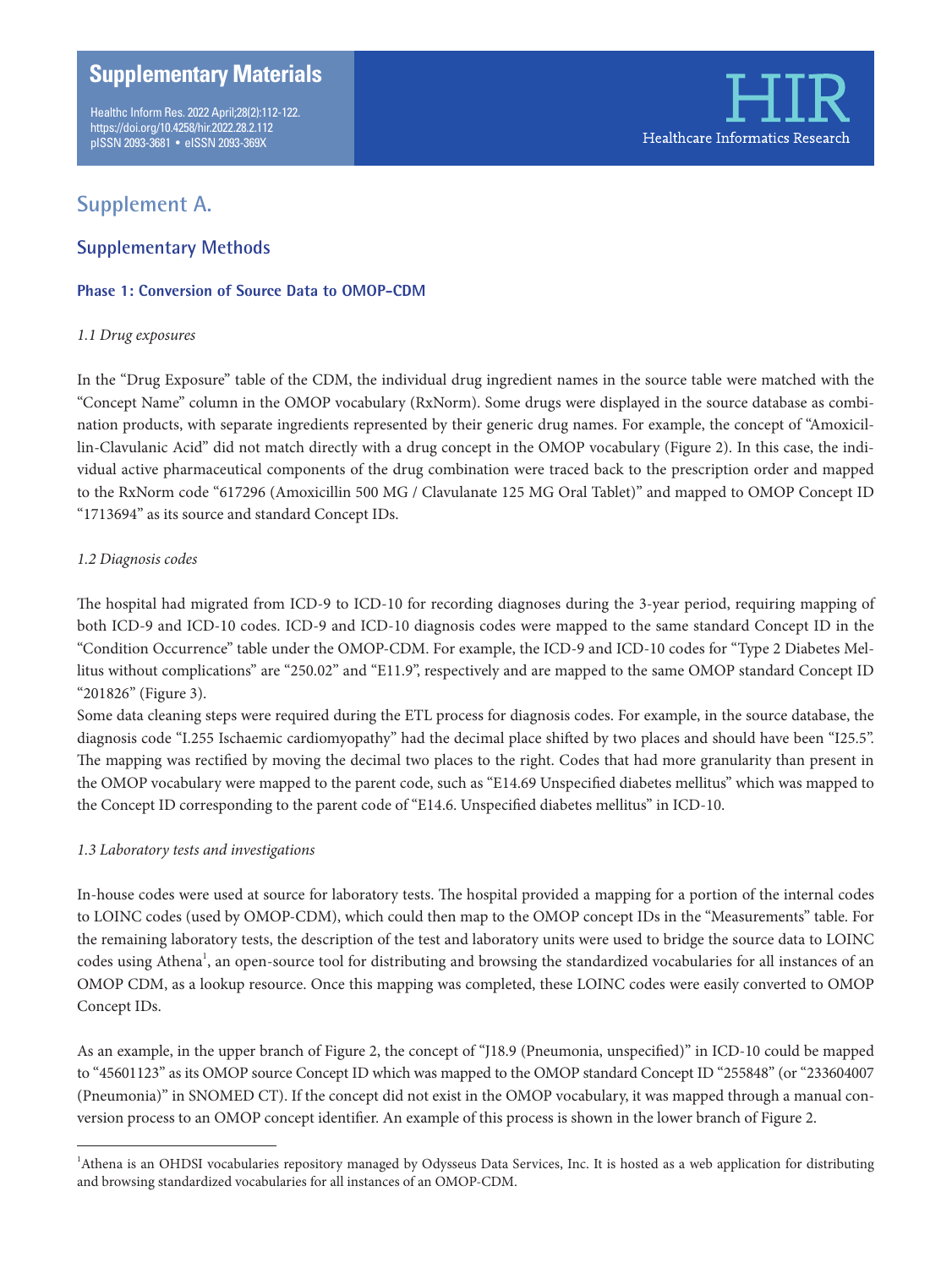# Supplementary Materials

# Supplement A.

## Supplementary Methods

### Phase 1: Conversion of Source Data to OMOP-CDM

*1.1 Drug exposures*

In the "Drug Exposure" table of the CDM, the individual drug ingredient names in the source table were matched with the "Concept Name" column in the OMOP vocabulary (RxNorm). Some drugs were displayed in the source database as combination products, with separate ingredients represented by their generic drug names. For example, the concept of "Amoxicillin-Clavulanic Acid" did not match directly with a drug concept in the OMOP vocabulary (Figure 2). In this case, the individual active pharmaceutical components of the drug combination were traced back to the prescription order and mapped to the RxNorm code "617296 (Amoxicillin 500 MG / Clavulanate 125 MG Oral Tablet)" and mapped to OMOP Concept ID "1713694" as its source and standard Concept IDs.

*1.2 Diagnosis codes*

The hospital had migrated from ICD-9 to ICD-10 for recording diagnoses during the 3-year period, requiring mapping of both ICD-9 and ICD-10 codes. ICD-9 and ICD-10 diagnosis codes were mapped to the same standard Concept ID in the "Condition Occurrence" table under the OMOP-CDM. For example, the ICD-9 and ICD-10 codes for "Type 2 Diabetes Mellitus without complications" are "250.02" and "E11.9", respectively and are mapped to the same OMOP standard Concept ID "201826" (Figure 3).

Some data cleaning steps were required during the ETL process for diagnosis codes. For example, in the source database, the diagnosis code "I.255 Ischaemic cardiomyopathy" had the decimal place shifted by two places and should have been "I25.5". The mapping was rectified by moving the decimal two places to the right. Codes that had more granularity than present in the OMOP vocabulary were mapped to the parent code, such as "E14.69 Unspecified diabetes mellitus" which was mapped to the Concept ID corresponding to the parent code of "E14.6. Unspecified diabetes mellitus" in ICD-10.

*1.3 Laboratory tests and investigations*

In-house codes were used at source for laboratory tests. The hospital provided a mapping for a portion of the internal codes to LOINC codes (used by OMOP-CDM), which could then map to the OMOP concept IDs in the "Measurements" table. For the remaining laboratory tests, the description of the test and laboratory units were used to bridge the source data to LOINC codes using Athena[1], an open-source tool for distributing and browsing the standardized vocabularies for all instances of an OMOP CDM, as a lookup resource. Once this mapping was completed, these LOINC codes were easily converted to OMOP Concept IDs.

As an example, in the upper branch of Figure 2, the concept of "J18.9 (Pneumonia, unspecified)" in ICD-10 could be mapped to "45601123" as its OMOP source Concept ID which was mapped to the OMOP standard Concept ID "255848" (or "233604007 (Pneumonia)" in SNOMED CT). If the concept did not exist in the OMOP vocabulary, it was mapped through a manual conversion process to an OMOP concept identifier. An example of this process is shown in the lower branch of Figure 2.

---

[1] Athena is an OHDSI vocabularies repository managed by Odysseus Data Services, Inc. It is hosted as a web application for distributing and browsing standardized vocabularies for all instances of an OMOP-CDM.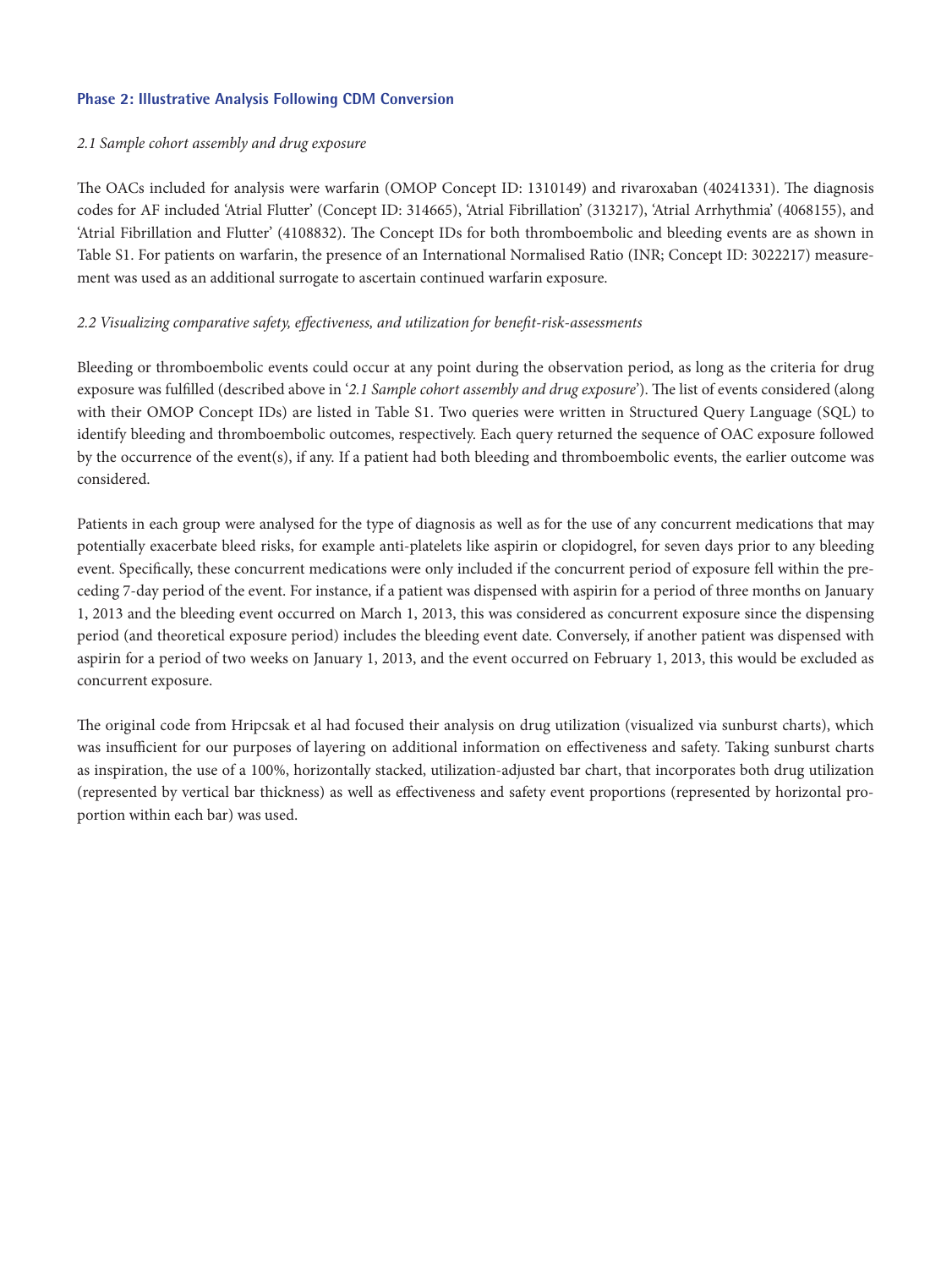### Phase 2: Illustrative Analysis Following CDM Conversion

*2.1 Sample cohort assembly and drug exposure*

The OACs included for analysis were warfarin (OMOP Concept ID: 1310149) and rivaroxaban (40241331). The diagnosis codes for AF included 'Atrial Flutter' (Concept ID: 314665), 'Atrial Fibrillation' (313217), 'Atrial Arrhythmia' (4068155), and 'Atrial Fibrillation and Flutter' (4108832). The Concept IDs for both thromboembolic and bleeding events are as shown in Table S1. For patients on warfarin, the presence of an International Normalised Ratio (INR; Concept ID: 3022217) measurement was used as an additional surrogate to ascertain continued warfarin exposure.

*2.2 Visualizing comparative safety, effectiveness, and utilization for benefit-risk-assessments*

Bleeding or thromboembolic events could occur at any point during the observation period, as long as the criteria for drug exposure was fulfilled (described above in '*2.1 Sample cohort assembly and drug exposure*'). The list of events considered (along with their OMOP Concept IDs) are listed in Table S1. Two queries were written in Structured Query Language (SQL) to identify bleeding and thromboembolic outcomes, respectively. Each query returned the sequence of OAC exposure followed by the occurrence of the event(s), if any. If a patient had both bleeding and thromboembolic events, the earlier outcome was considered.

Patients in each group were analysed for the type of diagnosis as well as for the use of any concurrent medications that may potentially exacerbate bleed risks, for example anti-platelets like aspirin or clopidogrel, for seven days prior to any bleeding event. Specifically, these concurrent medications were only included if the concurrent period of exposure fell within the preceding 7-day period of the event. For instance, if a patient was dispensed with aspirin for a period of three months on January 1, 2013 and the bleeding event occurred on March 1, 2013, this was considered as concurrent exposure since the dispensing period (and theoretical exposure period) includes the bleeding event date. Conversely, if another patient was dispensed with aspirin for a period of two weeks on January 1, 2013, and the event occurred on February 1, 2013, this would be excluded as concurrent exposure.

The original code from Hripcsak et al had focused their analysis on drug utilization (visualized via sunburst charts), which was insufficient for our purposes of layering on additional information on effectiveness and safety. Taking sunburst charts as inspiration, the use of a 100%, horizontally stacked, utilization-adjusted bar chart, that incorporates both drug utilization (represented by vertical bar thickness) as well as effectiveness and safety event proportions (represented by horizontal proportion within each bar) was used.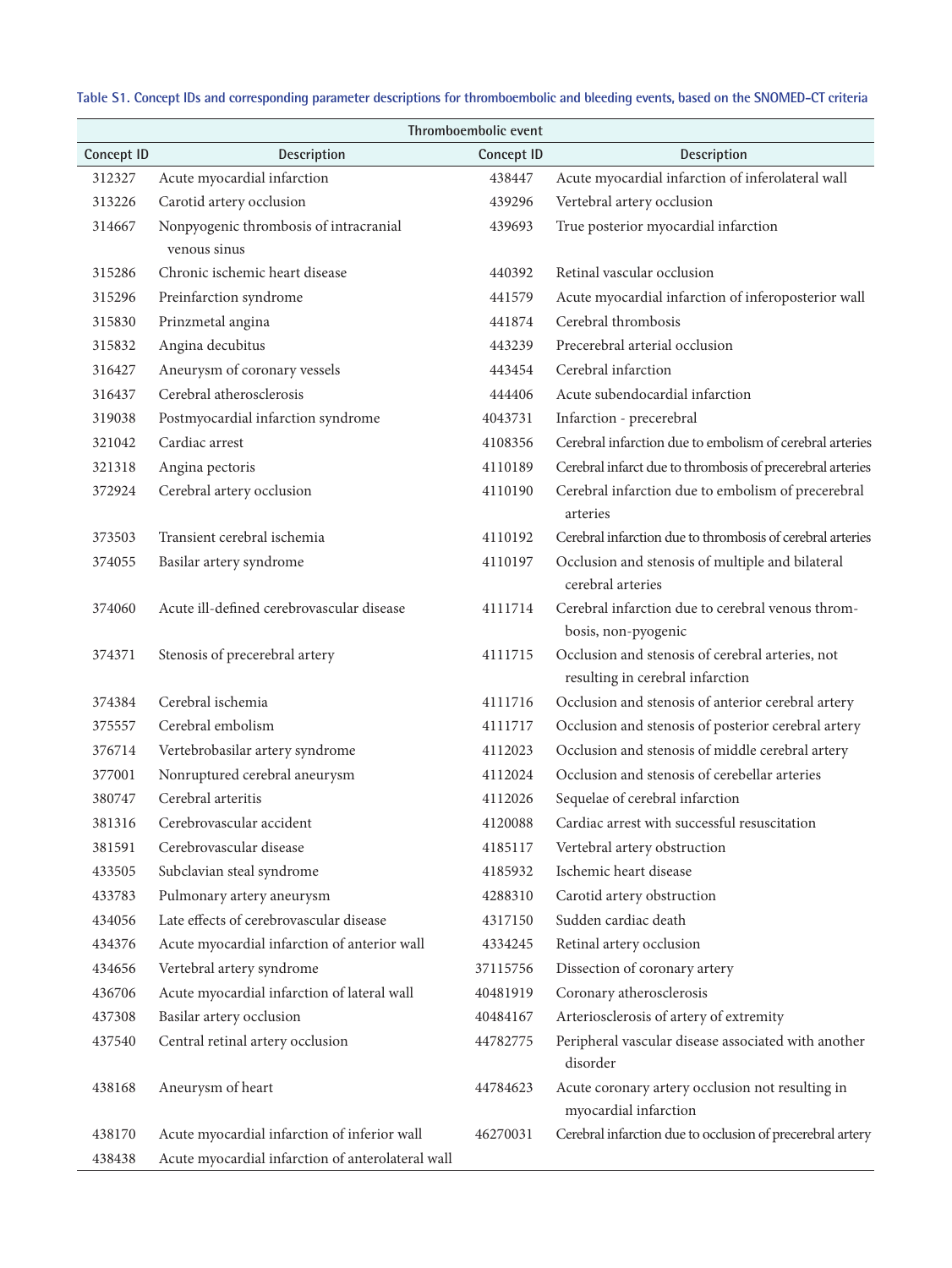Table S1. Concept IDs and corresponding parameter descriptions for thromboembolic and bleeding events, based on the SNOMED-CT criteria

| Thromboembolic event | | | |
|---|---|---|---|
| Concept ID | Description | Concept ID | Description |
| 312327 | Acute myocardial infarction | 438447 | Acute myocardial infarction of inferolateral wall |
| 313226 | Carotid artery occlusion | 439296 | Vertebral artery occlusion |
| 314667 | Nonpyogenic thrombosis of intracranial venous sinus | 439693 | True posterior myocardial infarction |
| 315286 | Chronic ischemic heart disease | 440392 | Retinal vascular occlusion |
| 315296 | Preinfarction syndrome | 441579 | Acute myocardial infarction of inferoposterior wall |
| 315830 | Prinzmetal angina | 441874 | Cerebral thrombosis |
| 315832 | Angina decubitus | 443239 | Precerebral arterial occlusion |
| 316427 | Aneurysm of coronary vessels | 443454 | Cerebral infarction |
| 316437 | Cerebral atherosclerosis | 444406 | Acute subendocardial infarction |
| 319038 | Postmyocardial infarction syndrome | 4043731 | Infarction - precerebral |
| 321042 | Cardiac arrest | 4108356 | Cerebral infarction due to embolism of cerebral arteries |
| 321318 | Angina pectoris | 4110189 | Cerebral infarct due to thrombosis of precerebral arteries |
| 372924 | Cerebral artery occlusion | 4110190 | Cerebral infarction due to embolism of precerebral arteries |
| 373503 | Transient cerebral ischemia | 4110192 | Cerebral infarction due to thrombosis of cerebral arteries |
| 374055 | Basilar artery syndrome | 4110197 | Occlusion and stenosis of multiple and bilateral cerebral arteries |
| 374060 | Acute ill-defined cerebrovascular disease | 4111714 | Cerebral infarction due to cerebral venous thrombosis, non-pyogenic |
| 374371 | Stenosis of precerebral artery | 4111715 | Occlusion and stenosis of cerebral arteries, not resulting in cerebral infarction |
| 374384 | Cerebral ischemia | 4111716 | Occlusion and stenosis of anterior cerebral artery |
| 375557 | Cerebral embolism | 4111717 | Occlusion and stenosis of posterior cerebral artery |
| 376714 | Vertebrobasilar artery syndrome | 4112023 | Occlusion and stenosis of middle cerebral artery |
| 377001 | Nonruptured cerebral aneurysm | 4112024 | Occlusion and stenosis of cerebellar arteries |
| 380747 | Cerebral arteritis | 4112026 | Sequelae of cerebral infarction |
| 381316 | Cerebrovascular accident | 4120088 | Cardiac arrest with successful resuscitation |
| 381591 | Cerebrovascular disease | 4185117 | Vertebral artery obstruction |
| 433505 | Subclavian steal syndrome | 4185932 | Ischemic heart disease |
| 433783 | Pulmonary artery aneurysm | 4288310 | Carotid artery obstruction |
| 434056 | Late effects of cerebrovascular disease | 4317150 | Sudden cardiac death |
| 434376 | Acute myocardial infarction of anterior wall | 4334245 | Retinal artery occlusion |
| 434656 | Vertebral artery syndrome | 37115756 | Dissection of coronary artery |
| 436706 | Acute myocardial infarction of lateral wall | 40481919 | Coronary atherosclerosis |
| 437308 | Basilar artery occlusion | 40484167 | Arteriosclerosis of artery of extremity |
| 437540 | Central retinal artery occlusion | 44782775 | Peripheral vascular disease associated with another disorder |
| 438168 | Aneurysm of heart | 44784623 | Acute coronary artery occlusion not resulting in myocardial infarction |
| 438170 | Acute myocardial infarction of inferior wall | 46270031 | Cerebral infarction due to occlusion of precerebral artery |
| 438438 | Acute myocardial infarction of anterolateral wall | | |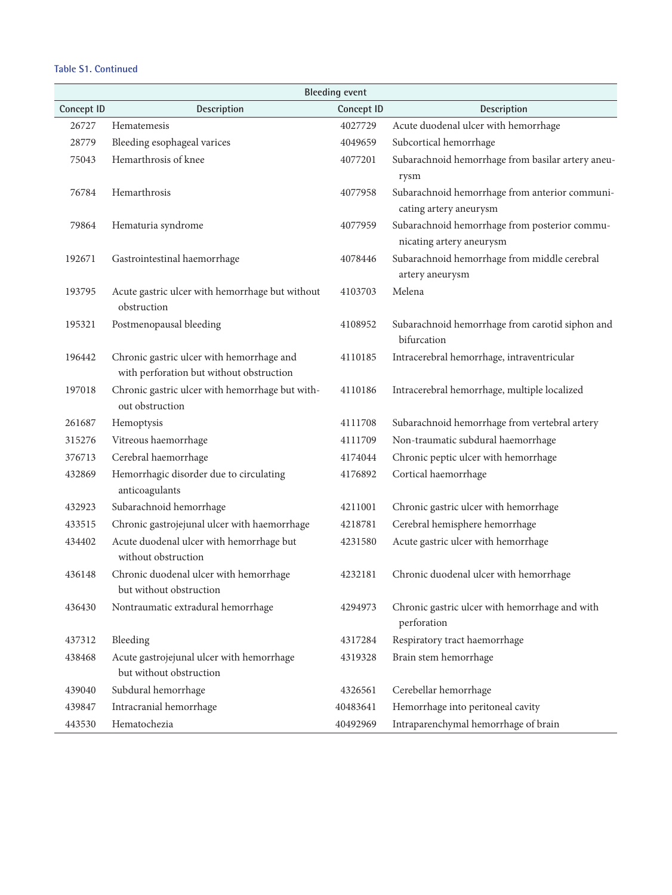**Table S1. Continued**

| Bleeding event | | | |
|---|---|---|---|
| Concept ID | Description | Concept ID | Description |
| 26727 | Hematemesis | 4027729 | Acute duodenal ulcer with hemorrhage |
| 28779 | Bleeding esophageal varices | 4049659 | Subcortical hemorrhage |
| 75043 | Hemarthrosis of knee | 4077201 | Subarachnoid hemorrhage from basilar artery aneurysm |
| 76784 | Hemarthrosis | 4077958 | Subarachnoid hemorrhage from anterior communicating artery aneurysm |
| 79864 | Hematuria syndrome | 4077959 | Subarachnoid hemorrhage from posterior communicating artery aneurysm |
| 192671 | Gastrointestinal haemorrhage | 4078446 | Subarachnoid hemorrhage from middle cerebral artery aneurysm |
| 193795 | Acute gastric ulcer with hemorrhage but without obstruction | 4103703 | Melena |
| 195321 | Postmenopausal bleeding | 4108952 | Subarachnoid hemorrhage from carotid siphon and bifurcation |
| 196442 | Chronic gastric ulcer with hemorrhage and with perforation but without obstruction | 4110185 | Intracerebral hemorrhage, intraventricular |
| 197018 | Chronic gastric ulcer with hemorrhage but without obstruction | 4110186 | Intracerebral hemorrhage, multiple localized |
| 261687 | Hemoptysis | 4111708 | Subarachnoid hemorrhage from vertebral artery |
| 315276 | Vitreous haemorrhage | 4111709 | Non-traumatic subdural haemorrhage |
| 376713 | Cerebral haemorrhage | 4174044 | Chronic peptic ulcer with hemorrhage |
| 432869 | Hemorrhagic disorder due to circulating anticoagulants | 4176892 | Cortical haemorrhage |
| 432923 | Subarachnoid hemorrhage | 4211001 | Chronic gastric ulcer with hemorrhage |
| 433515 | Chronic gastrojejunal ulcer with haemorrhage | 4218781 | Cerebral hemisphere hemorrhage |
| 434402 | Acute duodenal ulcer with hemorrhage but without obstruction | 4231580 | Acute gastric ulcer with hemorrhage |
| 436148 | Chronic duodenal ulcer with hemorrhage but without obstruction | 4232181 | Chronic duodenal ulcer with hemorrhage |
| 436430 | Nontraumatic extradural hemorrhage | 4294973 | Chronic gastric ulcer with hemorrhage and with perforation |
| 437312 | Bleeding | 4317284 | Respiratory tract haemorrhage |
| 438468 | Acute gastrojejunal ulcer with hemorrhage but without obstruction | 4319328 | Brain stem hemorrhage |
| 439040 | Subdural hemorrhage | 4326561 | Cerebellar hemorrhage |
| 439847 | Intracranial hemorrhage | 40483641 | Hemorrhage into peritoneal cavity |
| 443530 | Hematochezia | 40492969 | Intraparenchymal hemorrhage of brain |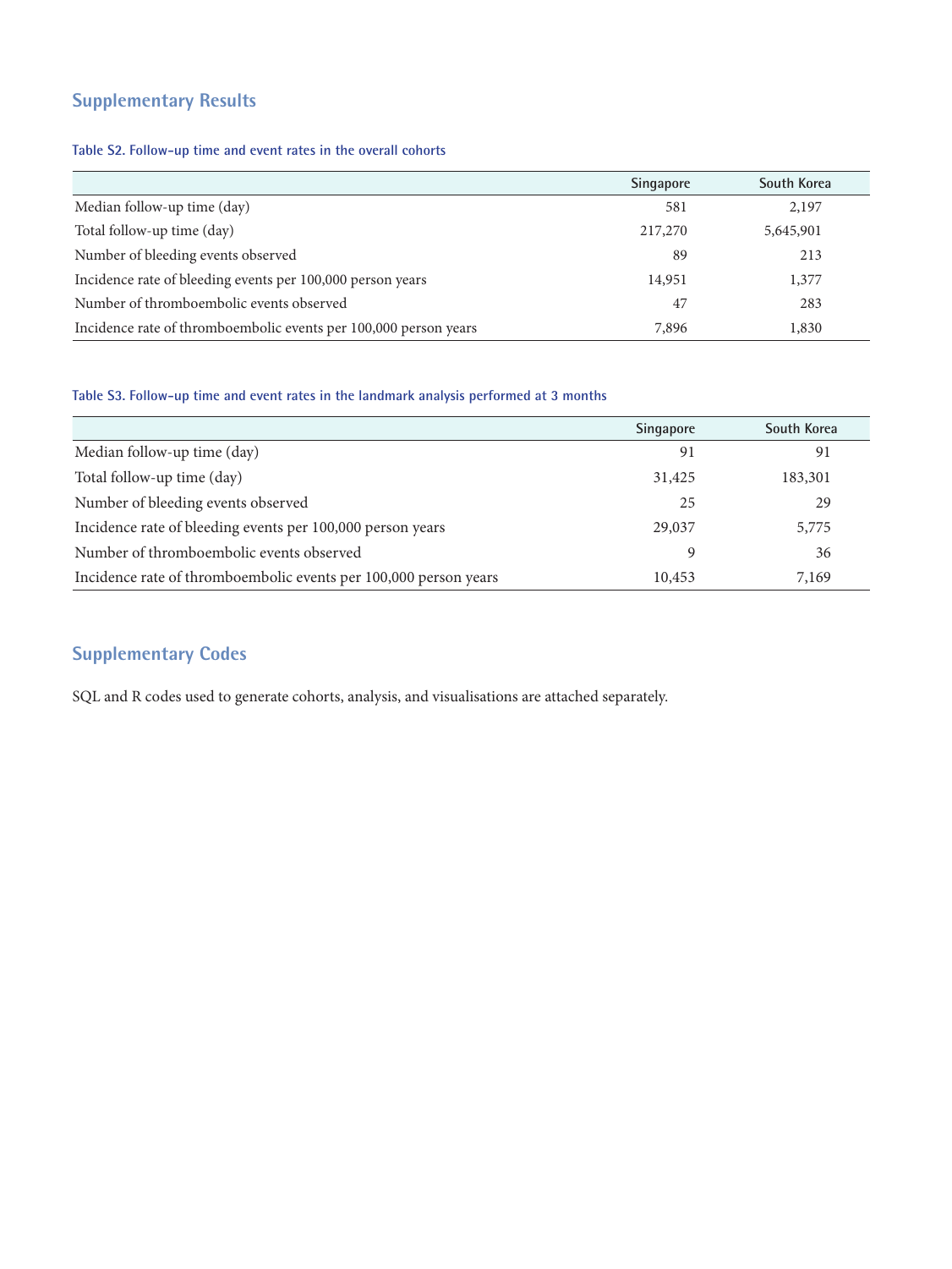## Supplementary Results

**Table S2. Follow-up time and event rates in the overall cohorts**

| | Singapore | South Korea |
|---|---|---|
| Median follow-up time (day) | 581 | 2,197 |
| Total follow-up time (day) | 217,270 | 5,645,901 |
| Number of bleeding events observed | 89 | 213 |
| Incidence rate of bleeding events per 100,000 person years | 14,951 | 1,377 |
| Number of thromboembolic events observed | 47 | 283 |
| Incidence rate of thromboembolic events per 100,000 person years | 7,896 | 1,830 |

**Table S3. Follow-up time and event rates in the landmark analysis performed at 3 months**

| | Singapore | South Korea |
|---|---|---|
| Median follow-up time (day) | 91 | 91 |
| Total follow-up time (day) | 31,425 | 183,301 |
| Number of bleeding events observed | 25 | 29 |
| Incidence rate of bleeding events per 100,000 person years | 29,037 | 5,775 |
| Number of thromboembolic events observed | 9 | 36 |
| Incidence rate of thromboembolic events per 100,000 person years | 10,453 | 7,169 |

## Supplementary Codes

SQL and R codes used to generate cohorts, analysis, and visualisations are attached separately.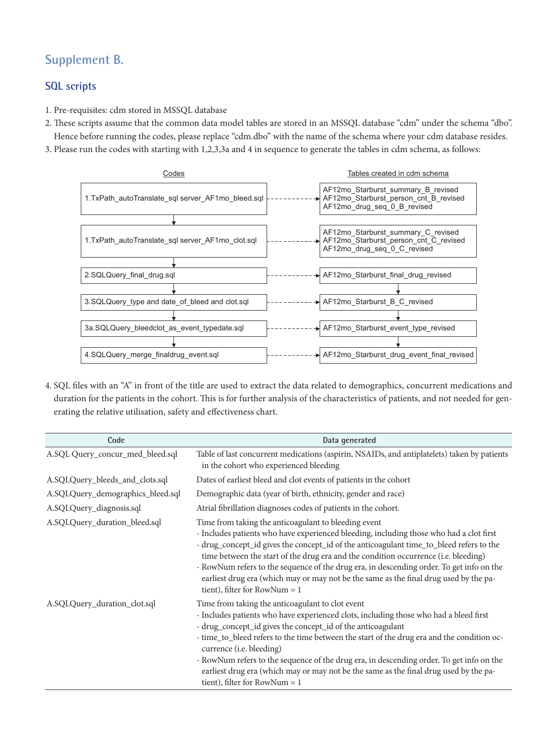## Supplement B.

### SQL scripts

1. Pre-requisites: cdm stored in MSSQL database
2. These scripts assume that the common data model tables are stored in an MSSQL database “cdm” under the schema “dbo”. Hence before running the codes, please replace “cdm.dbo” with the name of the schema where your cdm database resides.
3. Please run the codes with starting with 1,2,3,3a and 4 in sequence to generate the tables in cdm schema, as follows:

Codes

Tables created in cdm schema

1.TxPath_autoTranslate_sql server_AF1mo_bleed.sql

AF12mo_Starburst_summary_B_revised
AF12mo_Starburst_person_cnt_B_revised
AF12mo_drug_seq_0_B_revised

1.TxPath_autoTranslate_sql server_AF1mo_clot.sql

AF12mo_Starburst_summary_C_revised
AF12mo_Starburst_person_cnt_C_revised
AF12mo_drug_seq_0_C_revised

2.SQLQuery_final_drug.sql

AF12mo_Starburst_final_drug_revised

3.SQLQuery_type and date_of_bleed and clot.sql

AF12mo_Starburst_B_C_revised

3a.SQLQuery_bleedclot_as_event_typedate.sql

AF12mo_Starburst_event_type_revised

4.SQLQuery_merge_finaldrug_event.sql

AF12mo_Starburst_drug_event_final_revised

4. SQL files with an “A” in front of the title are used to extract the data related to demographics, concurrent medications and duration for the patients in the cohort. This is for further analysis of the characteristics of patients, and not needed for generating the relative utilisation, safety and effectiveness chart.

| Code | Data generated |
|---|---|
| A.SQL Query_concur_med_bleed.sql | Table of last concurrent medications (aspirin, NSAIDs, and antiplatelets) taken by patients in the cohort who experienced bleeding |
| A.SQLQuery_bleeds_and_clots.sql | Dates of earliest bleed and clot events of patients in the cohort |
| A.SQLQuery_demographics_bleed.sql | Demographic data (year of birth, ethnicity, gender and race) |
| A.SQLQuery_diagnosis.sql | Atrial fibrillation diagnoses codes of patients in the cohort. |
| A.SQLQuery_duration_bleed.sql | Time from taking the anticoagulant to bleeding event<br>- Includes patients who have experienced bleeding, including those who had a clot first<br>- drug_concept_id gives the concept_id of the anticoagulant time_to_bleed refers to the time between the start of the drug era and the condition occurrence (i.e. bleeding)<br>- RowNum refers to the sequence of the drug era, in descending order. To get info on the earliest drug era (which may or may not be the same as the final drug used by the patient), filter for RowNum = 1 |
| A.SQLQuery_duration_clot.sql | Time from taking the anticoagulant to clot event<br>- Includes patients who have experienced clots, including those who had a bleed first<br>- drug_concept_id gives the concept_id of the anticoagulant<br>- time_to_bleed refers to the time between the start of the drug era and the condition occurrence (i.e. bleeding)<br>- RowNum refers to the sequence of the drug era, in descending order. To get info on the earliest drug era (which may or may not be the same as the final drug used by the patient), filter for RowNum = 1 |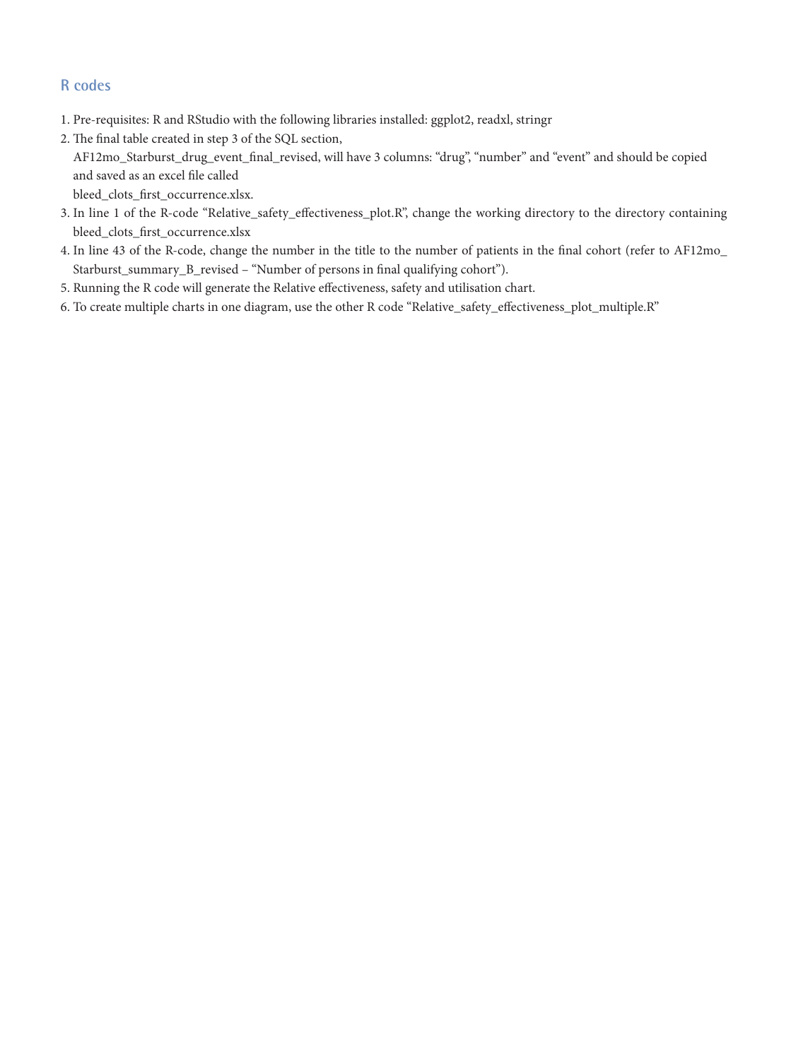## R codes

1. Pre-requisites: R and RStudio with the following libraries installed: ggplot2, readxl, stringr
2. The final table created in step 3 of the SQL section, AF12mo_Starburst_drug_event_final_revised, will have 3 columns: "drug", "number" and "event" and should be copied and saved as an excel file called bleed_clots_first_occurrence.xlsx.
3. In line 1 of the R-code "Relative_safety_effectiveness_plot.R", change the working directory to the directory containing bleed_clots_first_occurrence.xlsx
4. In line 43 of the R-code, change the number in the title to the number of patients in the final cohort (refer to AF12mo_Starburst_summary_B_revised – "Number of persons in final qualifying cohort").
5. Running the R code will generate the Relative effectiveness, safety and utilisation chart.
6. To create multiple charts in one diagram, use the other R code "Relative_safety_effectiveness_plot_multiple.R"